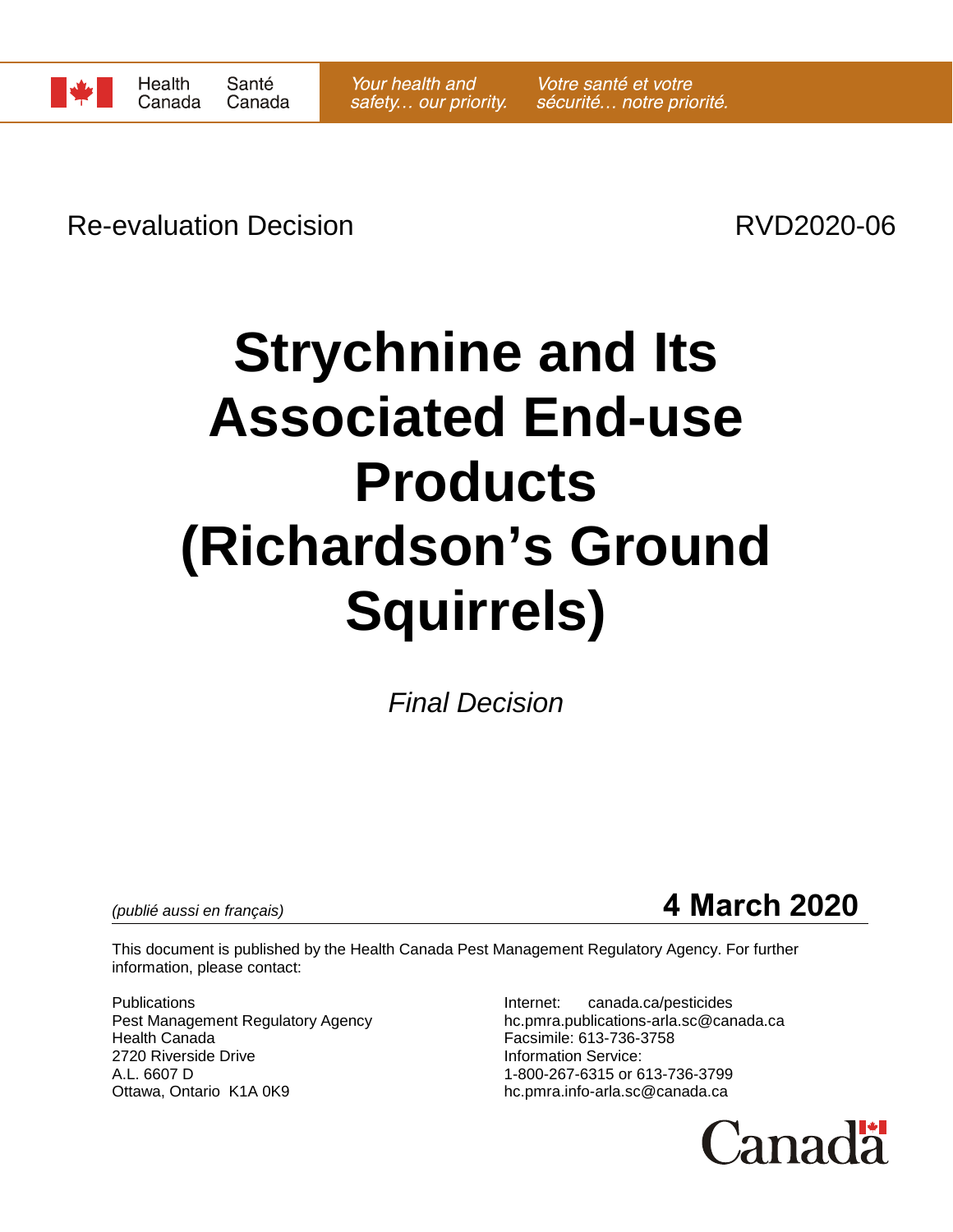Health Canada | Santé Canada

*Your health and safety… our priority.* *Votre santé et votre sécurité… notre priorité.*

Re-evaluation Decision RVD2020-06

# Strychnine and Its Associated End-use Products (Richardson's Ground Squirrels)

*Final Decision*

*(publié aussi en français)*

**4 March 2020**

This document is published by the Health Canada Pest Management Regulatory Agency. For further information, please contact:

Publications
Pest Management Regulatory Agency
Health Canada
2720 Riverside Drive
A.L. 6607 D
Ottawa, Ontario K1A 0K9

Internet: canada.ca/pesticides
hc.pmra.publications-arla.sc@canada.ca
Facsimile: 613-736-3758
Information Service:
1-800-267-6315 or 613-736-3799
hc.pmra.info-arla.sc@canada.ca

Canada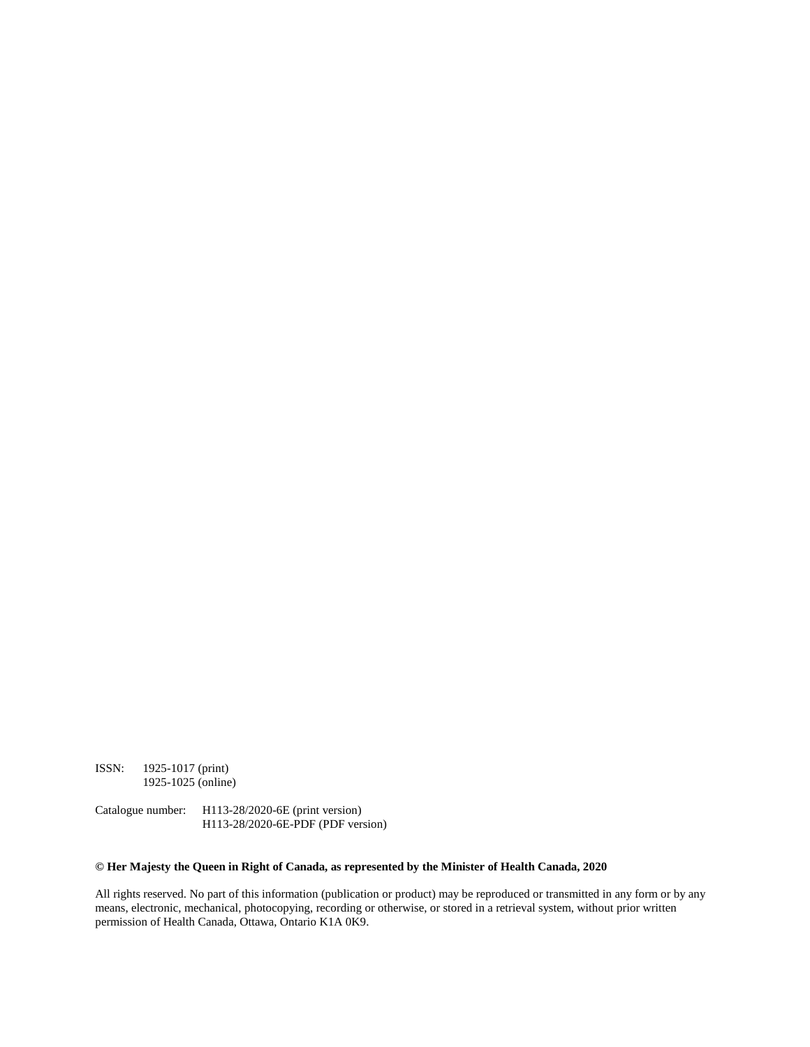ISSN: 1925-1017 (print)
1925-1025 (online)

Catalogue number: H113-28/2020-6E (print version)
H113-28/2020-6E-PDF (PDF version)

**© Her Majesty the Queen in Right of Canada, as represented by the Minister of Health Canada, 2020**

All rights reserved. No part of this information (publication or product) may be reproduced or transmitted in any form or by any means, electronic, mechanical, photocopying, recording or otherwise, or stored in a retrieval system, without prior written permission of Health Canada, Ottawa, Ontario K1A 0K9.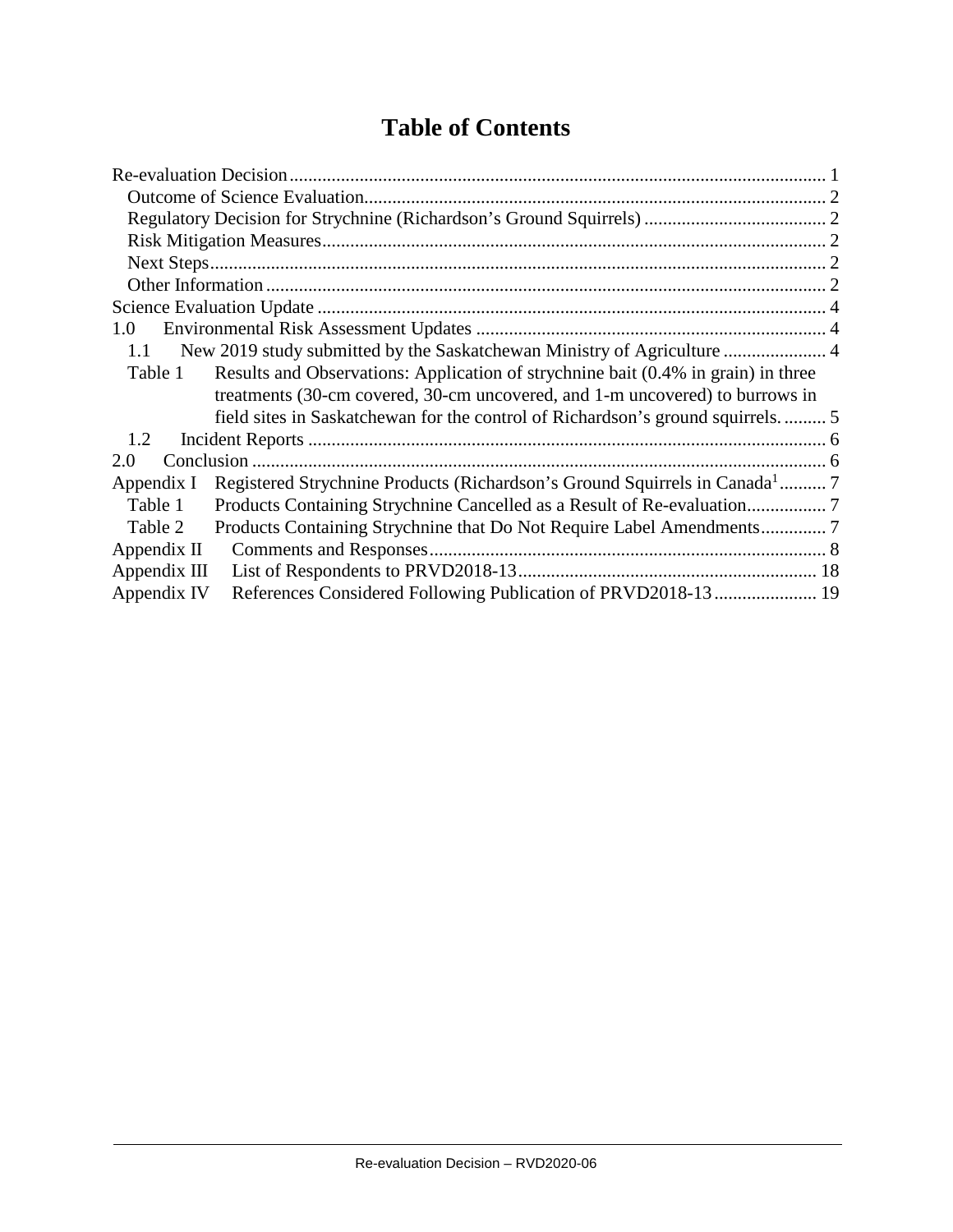# Table of Contents

Re-evaluation Decision .................................................................................................................. 1

Outcome of Science Evaluation.................................................................................................. 2

Regulatory Decision for Strychnine (Richardson's Ground Squirrels) ....................................... 2

Risk Mitigation Measures........................................................................................................... 2

Next Steps.................................................................................................................................. 2

Other Information ....................................................................................................................... 2

Science Evaluation Update ............................................................................................................ 4

1.0 Environmental Risk Assessment Updates ........................................................................... 4

1.1 New 2019 study submitted by the Saskatchewan Ministry of Agriculture ...................... 4

Table 1 Results and Observations: Application of strychnine bait (0.4% in grain) in three treatments (30-cm covered, 30-cm uncovered, and 1-m uncovered) to burrows in field sites in Saskatchewan for the control of Richardson's ground squirrels. ......... 5

1.2 Incident Reports ............................................................................................................... 6

2.0 Conclusion ........................................................................................................................... 6

Appendix I Registered Strychnine Products (Richardson's Ground Squirrels in Canada[1] .......... 7

Table 1 Products Containing Strychnine Cancelled as a Result of Re-evaluation................. 7

Table 2 Products Containing Strychnine that Do Not Require Label Amendments.............. 7

Appendix II Comments and Responses..................................................................................... 8

Appendix III List of Respondents to PRVD2018-13................................................................ 18

Appendix IV References Considered Following Publication of PRVD2018-13 ...................... 19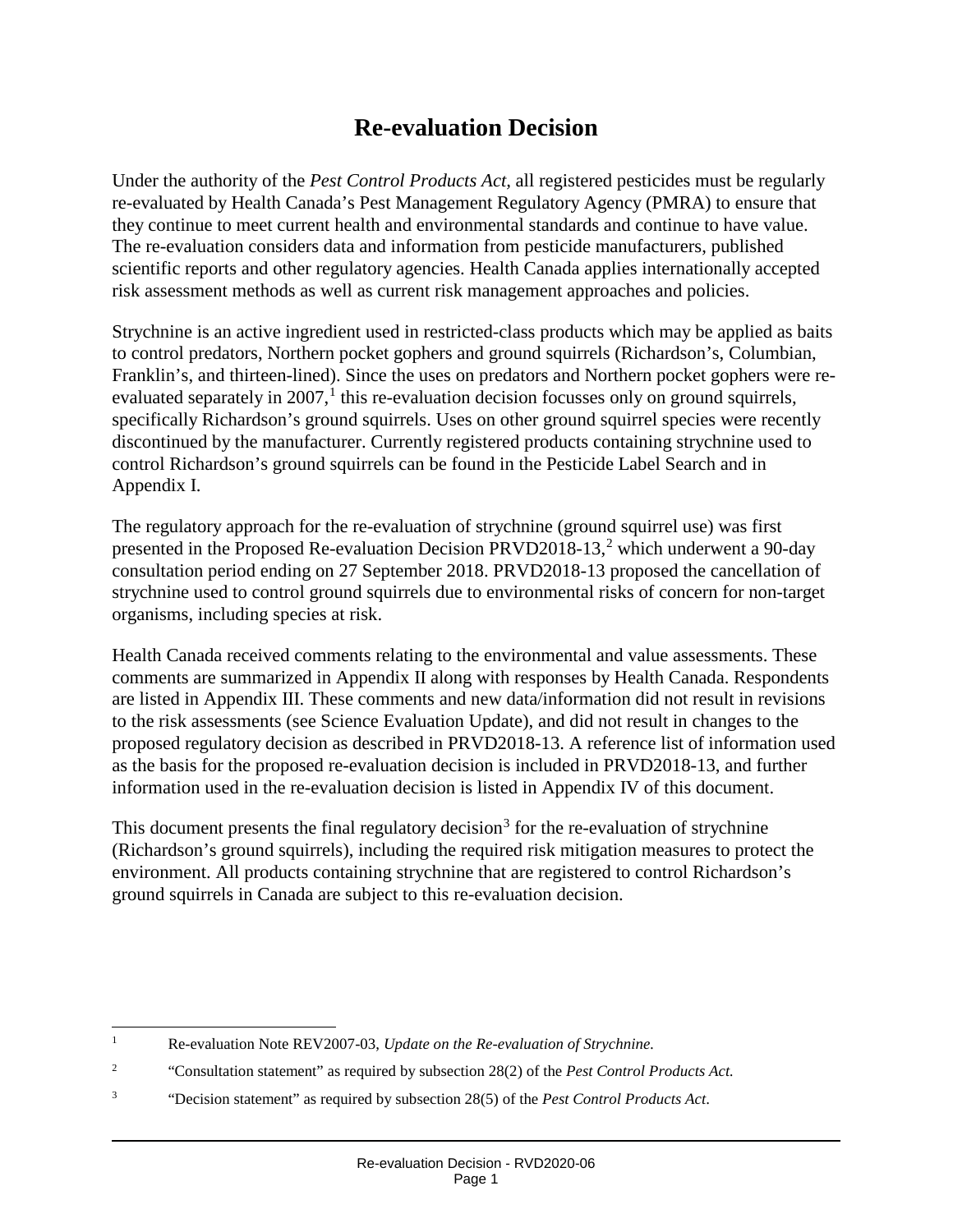# Re-evaluation Decision

Under the authority of the *Pest Control Products Act*, all registered pesticides must be regularly re-evaluated by Health Canada's Pest Management Regulatory Agency (PMRA) to ensure that they continue to meet current health and environmental standards and continue to have value. The re-evaluation considers data and information from pesticide manufacturers, published scientific reports and other regulatory agencies. Health Canada applies internationally accepted risk assessment methods as well as current risk management approaches and policies.

Strychnine is an active ingredient used in restricted-class products which may be applied as baits to control predators, Northern pocket gophers and ground squirrels (Richardson's, Columbian, Franklin's, and thirteen-lined). Since the uses on predators and Northern pocket gophers were re-evaluated separately in 2007,[1] this re-evaluation decision focusses only on ground squirrels, specifically Richardson's ground squirrels. Uses on other ground squirrel species were recently discontinued by the manufacturer. Currently registered products containing strychnine used to control Richardson's ground squirrels can be found in the Pesticide Label Search and in Appendix I.

The regulatory approach for the re-evaluation of strychnine (ground squirrel use) was first presented in the Proposed Re-evaluation Decision PRVD2018-13,[2] which underwent a 90-day consultation period ending on 27 September 2018. PRVD2018-13 proposed the cancellation of strychnine used to control ground squirrels due to environmental risks of concern for non-target organisms, including species at risk.

Health Canada received comments relating to the environmental and value assessments. These comments are summarized in Appendix II along with responses by Health Canada. Respondents are listed in Appendix III. These comments and new data/information did not result in revisions to the risk assessments (see Science Evaluation Update), and did not result in changes to the proposed regulatory decision as described in PRVD2018-13. A reference list of information used as the basis for the proposed re-evaluation decision is included in PRVD2018-13, and further information used in the re-evaluation decision is listed in Appendix IV of this document.

This document presents the final regulatory decision[3] for the re-evaluation of strychnine (Richardson's ground squirrels), including the required risk mitigation measures to protect the environment. All products containing strychnine that are registered to control Richardson's ground squirrels in Canada are subject to this re-evaluation decision.

---

[1] Re-evaluation Note REV2007-03, *Update on the Re-evaluation of Strychnine.*

[2] "Consultation statement" as required by subsection 28(2) of the *Pest Control Products Act.*

[3] "Decision statement" as required by subsection 28(5) of the *Pest Control Products Act*.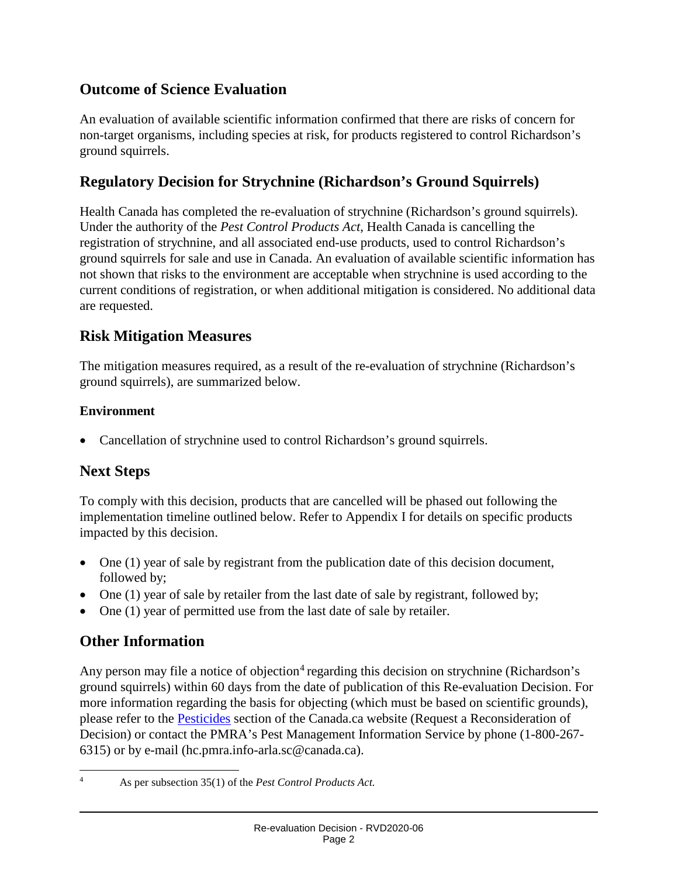## Outcome of Science Evaluation

An evaluation of available scientific information confirmed that there are risks of concern for non-target organisms, including species at risk, for products registered to control Richardson's ground squirrels.

## Regulatory Decision for Strychnine (Richardson's Ground Squirrels)

Health Canada has completed the re-evaluation of strychnine (Richardson's ground squirrels). Under the authority of the *Pest Control Products Act*, Health Canada is cancelling the registration of strychnine, and all associated end-use products, used to control Richardson's ground squirrels for sale and use in Canada. An evaluation of available scientific information has not shown that risks to the environment are acceptable when strychnine is used according to the current conditions of registration, or when additional mitigation is considered. No additional data are requested.

## Risk Mitigation Measures

The mitigation measures required, as a result of the re-evaluation of strychnine (Richardson's ground squirrels), are summarized below.

### Environment

- Cancellation of strychnine used to control Richardson's ground squirrels.

## Next Steps

To comply with this decision, products that are cancelled will be phased out following the implementation timeline outlined below. Refer to Appendix I for details on specific products impacted by this decision.

- One (1) year of sale by registrant from the publication date of this decision document, followed by;
- One (1) year of sale by retailer from the last date of sale by registrant, followed by;
- One (1) year of permitted use from the last date of sale by retailer.

## Other Information

Any person may file a notice of objection[4] regarding this decision on strychnine (Richardson's ground squirrels) within 60 days from the date of publication of this Re-evaluation Decision. For more information regarding the basis for objecting (which must be based on scientific grounds), please refer to the Pesticides section of the Canada.ca website (Request a Reconsideration of Decision) or contact the PMRA's Pest Management Information Service by phone (1-800-267-6315) or by e-mail (hc.pmra.info-arla.sc@canada.ca).

[4] As per subsection 35(1) of the *Pest Control Products Act.*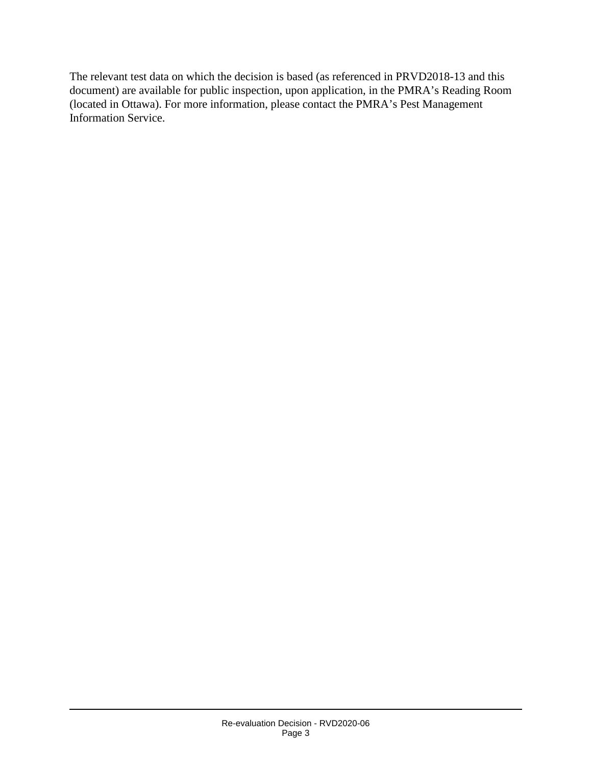The relevant test data on which the decision is based (as referenced in PRVD2018-13 and this document) are available for public inspection, upon application, in the PMRA's Reading Room (located in Ottawa). For more information, please contact the PMRA's Pest Management Information Service.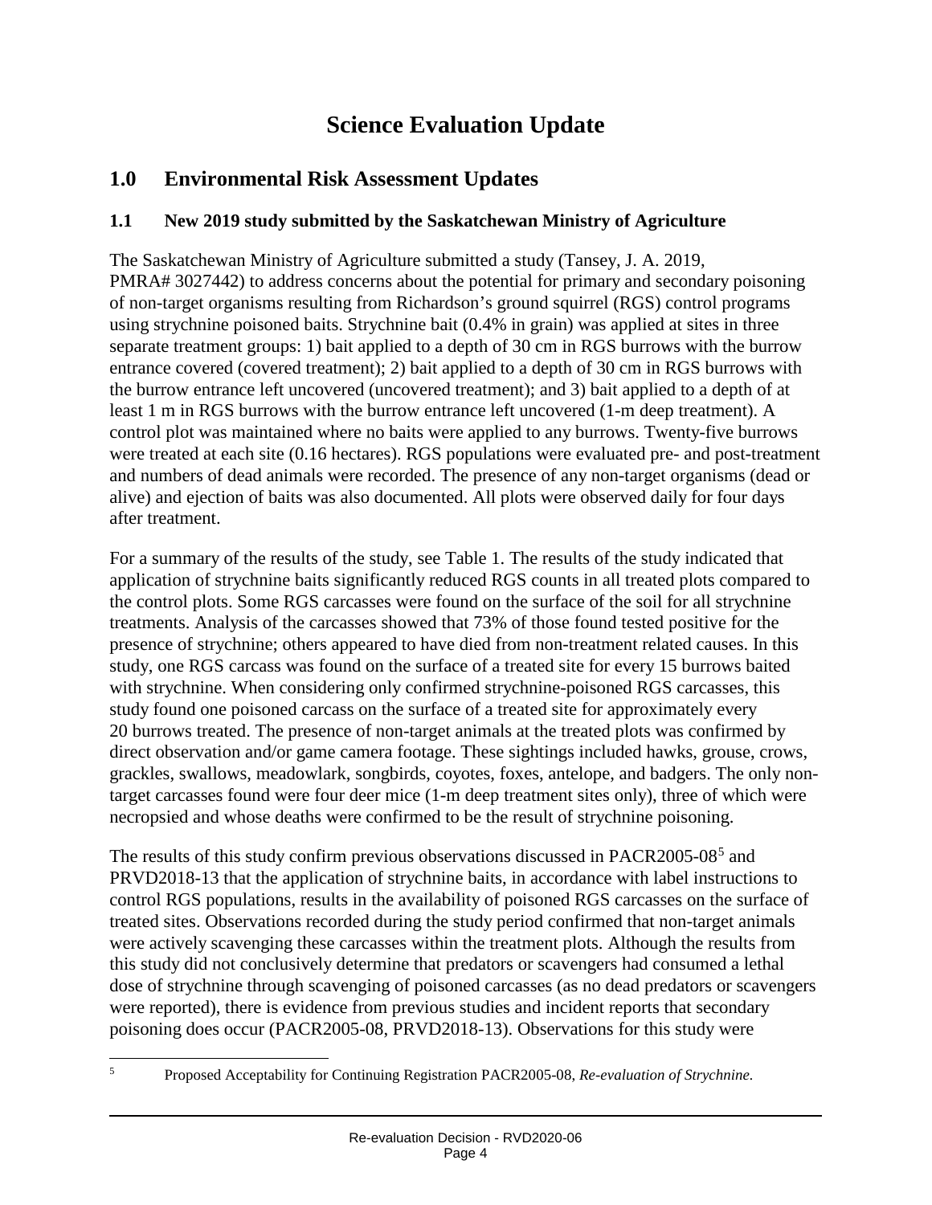# Science Evaluation Update

## 1.0 Environmental Risk Assessment Updates

### 1.1 New 2019 study submitted by the Saskatchewan Ministry of Agriculture

The Saskatchewan Ministry of Agriculture submitted a study (Tansey, J. A. 2019, PMRA# 3027442) to address concerns about the potential for primary and secondary poisoning of non-target organisms resulting from Richardson's ground squirrel (RGS) control programs using strychnine poisoned baits. Strychnine bait (0.4% in grain) was applied at sites in three separate treatment groups: 1) bait applied to a depth of 30 cm in RGS burrows with the burrow entrance covered (covered treatment); 2) bait applied to a depth of 30 cm in RGS burrows with the burrow entrance left uncovered (uncovered treatment); and 3) bait applied to a depth of at least 1 m in RGS burrows with the burrow entrance left uncovered (1-m deep treatment). A control plot was maintained where no baits were applied to any burrows. Twenty-five burrows were treated at each site (0.16 hectares). RGS populations were evaluated pre- and post-treatment and numbers of dead animals were recorded. The presence of any non-target organisms (dead or alive) and ejection of baits was also documented. All plots were observed daily for four days after treatment.

For a summary of the results of the study, see Table 1. The results of the study indicated that application of strychnine baits significantly reduced RGS counts in all treated plots compared to the control plots. Some RGS carcasses were found on the surface of the soil for all strychnine treatments. Analysis of the carcasses showed that 73% of those found tested positive for the presence of strychnine; others appeared to have died from non-treatment related causes. In this study, one RGS carcass was found on the surface of a treated site for every 15 burrows baited with strychnine. When considering only confirmed strychnine-poisoned RGS carcasses, this study found one poisoned carcass on the surface of a treated site for approximately every 20 burrows treated. The presence of non-target animals at the treated plots was confirmed by direct observation and/or game camera footage. These sightings included hawks, grouse, crows, grackles, swallows, meadowlark, songbirds, coyotes, foxes, antelope, and badgers. The only non-target carcasses found were four deer mice (1-m deep treatment sites only), three of which were necropsied and whose deaths were confirmed to be the result of strychnine poisoning.

The results of this study confirm previous observations discussed in PACR2005-08[5] and PRVD2018-13 that the application of strychnine baits, in accordance with label instructions to control RGS populations, results in the availability of poisoned RGS carcasses on the surface of treated sites. Observations recorded during the study period confirmed that non-target animals were actively scavenging these carcasses within the treatment plots. Although the results from this study did not conclusively determine that predators or scavengers had consumed a lethal dose of strychnine through scavenging of poisoned carcasses (as no dead predators or scavengers were reported), there is evidence from previous studies and incident reports that secondary poisoning does occur (PACR2005-08, PRVD2018-13). Observations for this study were

---

[5] Proposed Acceptability for Continuing Registration PACR2005-08, *Re-evaluation of Strychnine.*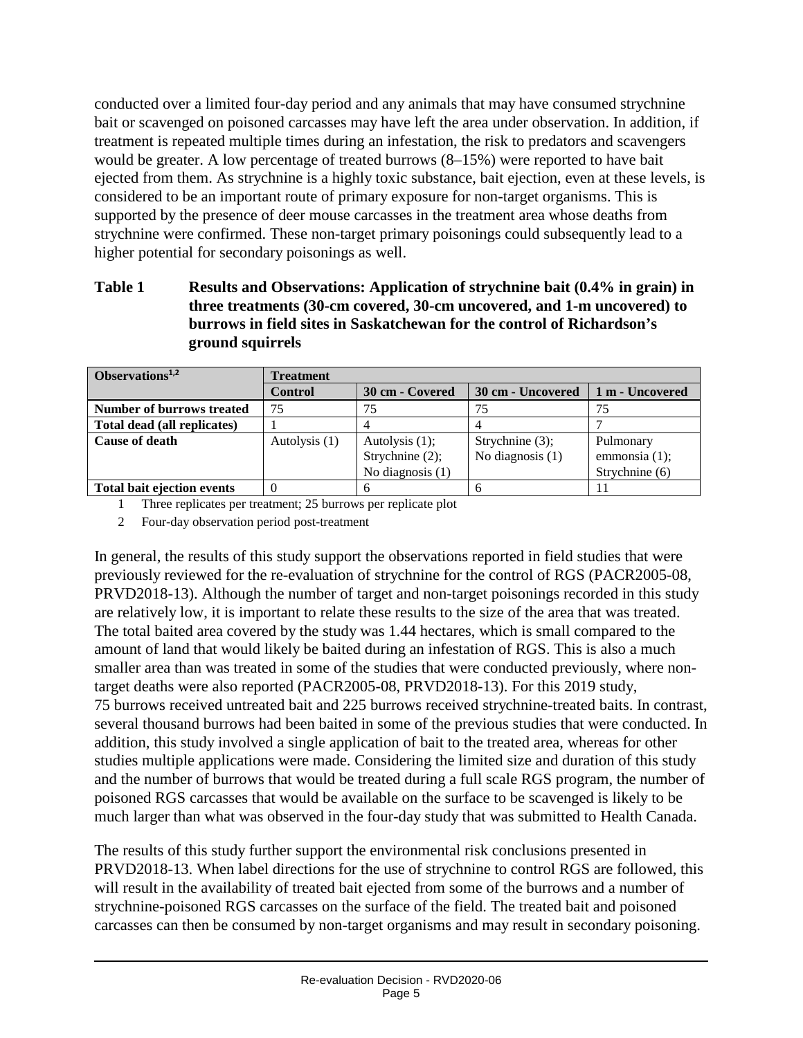conducted over a limited four-day period and any animals that may have consumed strychnine bait or scavenged on poisoned carcasses may have left the area under observation. In addition, if treatment is repeated multiple times during an infestation, the risk to predators and scavengers would be greater. A low percentage of treated burrows (8–15%) were reported to have bait ejected from them. As strychnine is a highly toxic substance, bait ejection, even at these levels, is considered to be an important route of primary exposure for non-target organisms. This is supported by the presence of deer mouse carcasses in the treatment area whose deaths from strychnine were confirmed. These non-target primary poisonings could subsequently lead to a higher potential for secondary poisonings as well.

**Table 1 Results and Observations: Application of strychnine bait (0.4% in grain) in three treatments (30-cm covered, 30-cm uncovered, and 1-m uncovered) to burrows in field sites in Saskatchewan for the control of Richardson's ground squirrels**

| Observations[1,2] | Treatment | | | |
|---|---|---|---|---|
| | **Control** | **30 cm - Covered** | **30 cm - Uncovered** | **1 m - Uncovered** |
| **Number of burrows treated** | 75 | 75 | 75 | 75 |
| **Total dead (all replicates)** | 1 | 4 | 4 | 7 |
| **Cause of death** | Autolysis (1) | Autolysis (1); Strychnine (2); No diagnosis (1) | Strychnine (3); No diagnosis (1) | Pulmonary emmonsia (1); Strychnine (6) |
| **Total bait ejection events** | 0 | 6 | 6 | 11 |

1 Three replicates per treatment; 25 burrows per replicate plot

2 Four-day observation period post-treatment

In general, the results of this study support the observations reported in field studies that were previously reviewed for the re-evaluation of strychnine for the control of RGS (PACR2005-08, PRVD2018-13). Although the number of target and non-target poisonings recorded in this study are relatively low, it is important to relate these results to the size of the area that was treated. The total baited area covered by the study was 1.44 hectares, which is small compared to the amount of land that would likely be baited during an infestation of RGS. This is also a much smaller area than was treated in some of the studies that were conducted previously, where non-target deaths were also reported (PACR2005-08, PRVD2018-13). For this 2019 study, 75 burrows received untreated bait and 225 burrows received strychnine-treated baits. In contrast, several thousand burrows had been baited in some of the previous studies that were conducted. In addition, this study involved a single application of bait to the treated area, whereas for other studies multiple applications were made. Considering the limited size and duration of this study and the number of burrows that would be treated during a full scale RGS program, the number of poisoned RGS carcasses that would be available on the surface to be scavenged is likely to be much larger than what was observed in the four-day study that was submitted to Health Canada.

The results of this study further support the environmental risk conclusions presented in PRVD2018-13. When label directions for the use of strychnine to control RGS are followed, this will result in the availability of treated bait ejected from some of the burrows and a number of strychnine-poisoned RGS carcasses on the surface of the field. The treated bait and poisoned carcasses can then be consumed by non-target organisms and may result in secondary poisoning.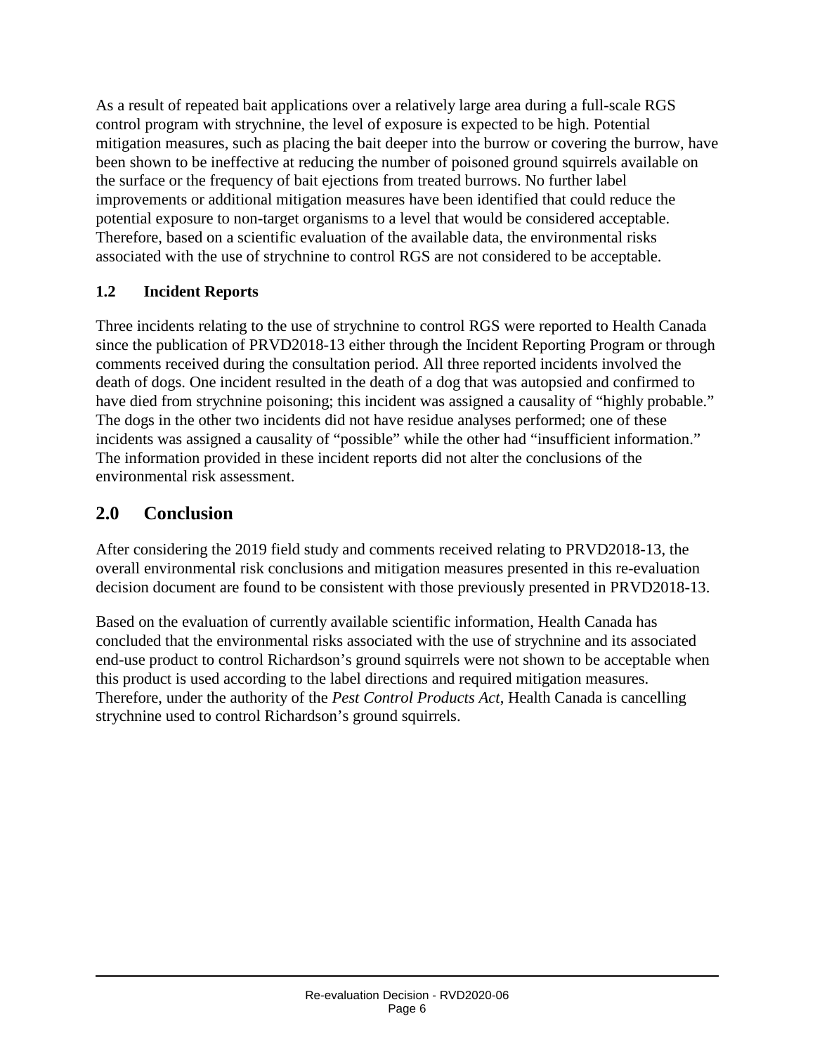As a result of repeated bait applications over a relatively large area during a full-scale RGS control program with strychnine, the level of exposure is expected to be high. Potential mitigation measures, such as placing the bait deeper into the burrow or covering the burrow, have been shown to be ineffective at reducing the number of poisoned ground squirrels available on the surface or the frequency of bait ejections from treated burrows. No further label improvements or additional mitigation measures have been identified that could reduce the potential exposure to non-target organisms to a level that would be considered acceptable. Therefore, based on a scientific evaluation of the available data, the environmental risks associated with the use of strychnine to control RGS are not considered to be acceptable.

### 1.2 Incident Reports

Three incidents relating to the use of strychnine to control RGS were reported to Health Canada since the publication of PRVD2018-13 either through the Incident Reporting Program or through comments received during the consultation period. All three reported incidents involved the death of dogs. One incident resulted in the death of a dog that was autopsied and confirmed to have died from strychnine poisoning; this incident was assigned a causality of "highly probable." The dogs in the other two incidents did not have residue analyses performed; one of these incidents was assigned a causality of "possible" while the other had "insufficient information." The information provided in these incident reports did not alter the conclusions of the environmental risk assessment.

## 2.0 Conclusion

After considering the 2019 field study and comments received relating to PRVD2018-13, the overall environmental risk conclusions and mitigation measures presented in this re-evaluation decision document are found to be consistent with those previously presented in PRVD2018-13.

Based on the evaluation of currently available scientific information, Health Canada has concluded that the environmental risks associated with the use of strychnine and its associated end-use product to control Richardson's ground squirrels were not shown to be acceptable when this product is used according to the label directions and required mitigation measures. Therefore, under the authority of the *Pest Control Products Act*, Health Canada is cancelling strychnine used to control Richardson's ground squirrels.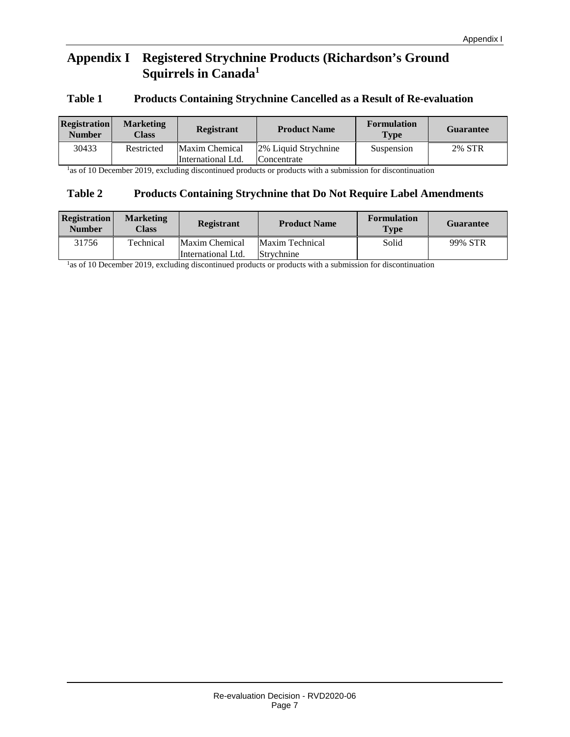# Appendix I Registered Strychnine Products (Richardson's Ground Squirrels in Canada[1]

## Table 1 Products Containing Strychnine Cancelled as a Result of Re-evaluation

| Registration Number | Marketing Class | Registrant | Product Name | Formulation Type | Guarantee |
|---|---|---|---|---|---|
| 30433 | Restricted | Maxim Chemical International Ltd. | 2% Liquid Strychnine Concentrate | Suspension | 2% STR |

[1]as of 10 December 2019, excluding discontinued products or products with a submission for discontinuation

## Table 2 Products Containing Strychnine that Do Not Require Label Amendments

| Registration Number | Marketing Class | Registrant | Product Name | Formulation Type | Guarantee |
|---|---|---|---|---|---|
| 31756 | Technical | Maxim Chemical International Ltd. | Maxim Technical Strychnine | Solid | 99% STR |

[1]as of 10 December 2019, excluding discontinued products or products with a submission for discontinuation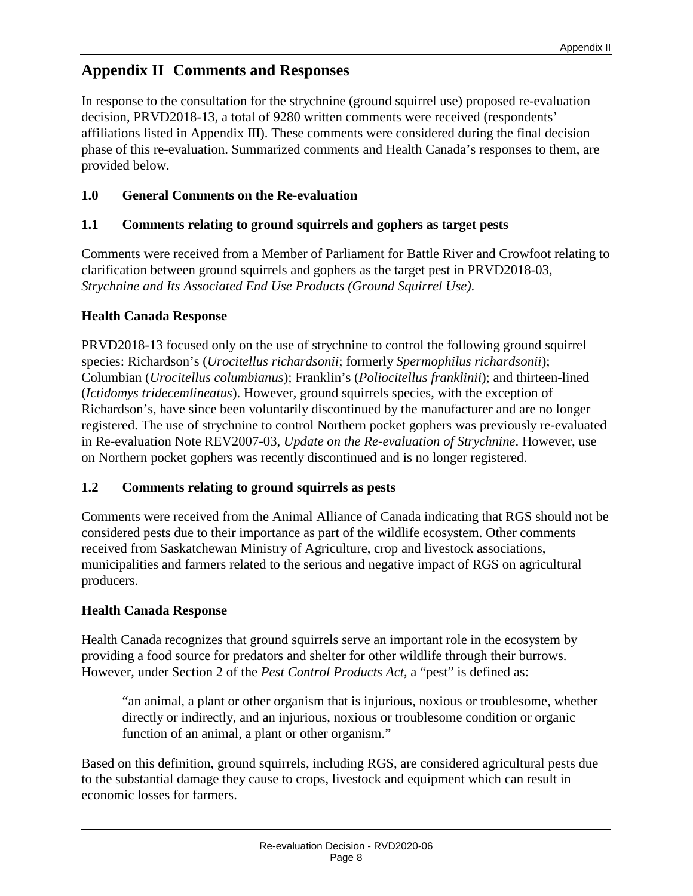# Appendix II Comments and Responses

In response to the consultation for the strychnine (ground squirrel use) proposed re-evaluation decision, PRVD2018-13, a total of 9280 written comments were received (respondents' affiliations listed in Appendix III). These comments were considered during the final decision phase of this re-evaluation. Summarized comments and Health Canada's responses to them, are provided below.

## 1.0 General Comments on the Re-evaluation

### 1.1 Comments relating to ground squirrels and gophers as target pests

Comments were received from a Member of Parliament for Battle River and Crowfoot relating to clarification between ground squirrels and gophers as the target pest in PRVD2018-03, *Strychnine and Its Associated End Use Products (Ground Squirrel Use)*.

**Health Canada Response**

PRVD2018-13 focused only on the use of strychnine to control the following ground squirrel species: Richardson's (*Urocitellus richardsonii*; formerly *Spermophilus richardsonii*); Columbian (*Urocitellus columbianus*); Franklin's (*Poliocitellus franklinii*); and thirteen-lined (*Ictidomys tridecemlineatus*). However, ground squirrels species, with the exception of Richardson's, have since been voluntarily discontinued by the manufacturer and are no longer registered. The use of strychnine to control Northern pocket gophers was previously re-evaluated in Re-evaluation Note REV2007-03, *Update on the Re-evaluation of Strychnine*. However, use on Northern pocket gophers was recently discontinued and is no longer registered.

### 1.2 Comments relating to ground squirrels as pests

Comments were received from the Animal Alliance of Canada indicating that RGS should not be considered pests due to their importance as part of the wildlife ecosystem. Other comments received from Saskatchewan Ministry of Agriculture, crop and livestock associations, municipalities and farmers related to the serious and negative impact of RGS on agricultural producers.

**Health Canada Response**

Health Canada recognizes that ground squirrels serve an important role in the ecosystem by providing a food source for predators and shelter for other wildlife through their burrows. However, under Section 2 of the *Pest Control Products Act*, a "pest" is defined as:

> "an animal, a plant or other organism that is injurious, noxious or troublesome, whether directly or indirectly, and an injurious, noxious or troublesome condition or organic function of an animal, a plant or other organism."

Based on this definition, ground squirrels, including RGS, are considered agricultural pests due to the substantial damage they cause to crops, livestock and equipment which can result in economic losses for farmers.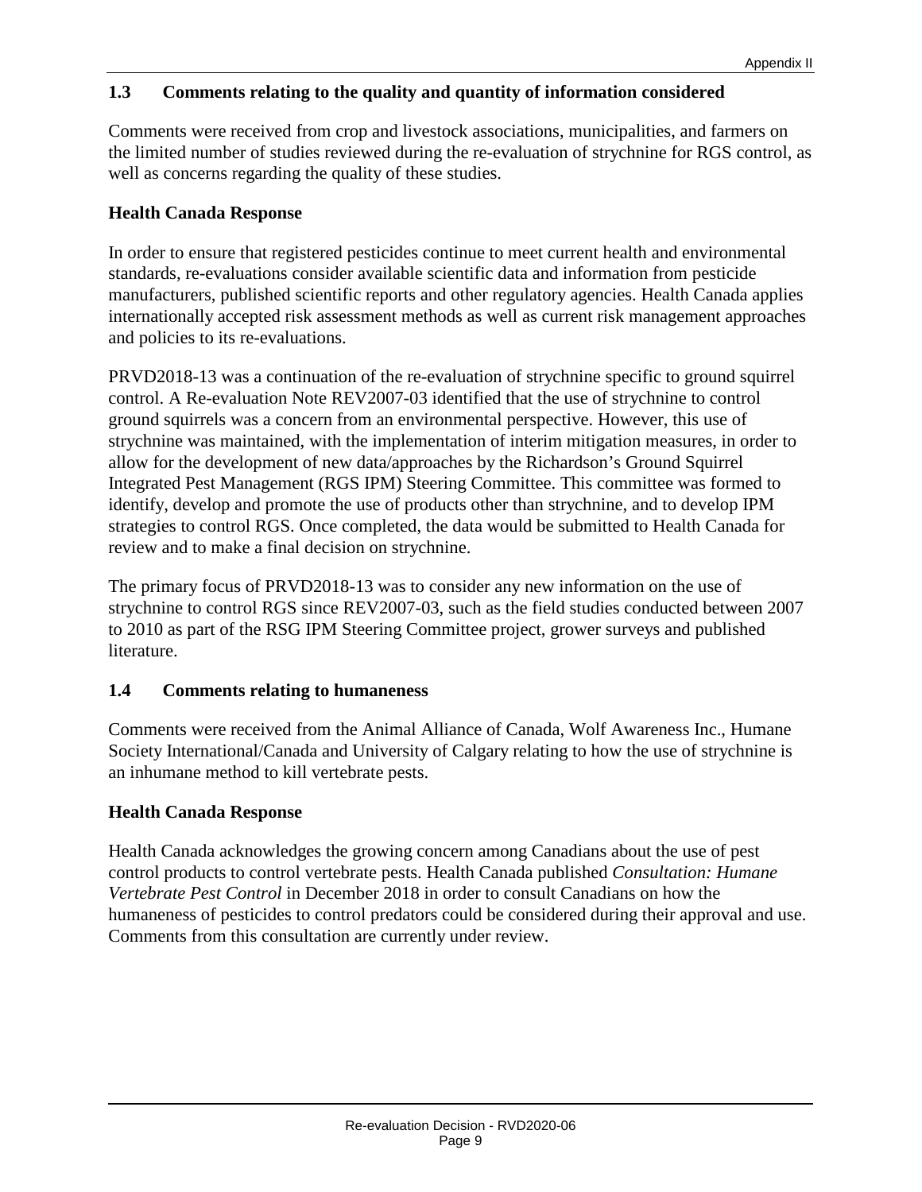## 1.3 Comments relating to the quality and quantity of information considered

Comments were received from crop and livestock associations, municipalities, and farmers on the limited number of studies reviewed during the re-evaluation of strychnine for RGS control, as well as concerns regarding the quality of these studies.

### Health Canada Response

In order to ensure that registered pesticides continue to meet current health and environmental standards, re-evaluations consider available scientific data and information from pesticide manufacturers, published scientific reports and other regulatory agencies. Health Canada applies internationally accepted risk assessment methods as well as current risk management approaches and policies to its re-evaluations.

PRVD2018-13 was a continuation of the re-evaluation of strychnine specific to ground squirrel control. A Re-evaluation Note REV2007-03 identified that the use of strychnine to control ground squirrels was a concern from an environmental perspective. However, this use of strychnine was maintained, with the implementation of interim mitigation measures, in order to allow for the development of new data/approaches by the Richardson's Ground Squirrel Integrated Pest Management (RGS IPM) Steering Committee. This committee was formed to identify, develop and promote the use of products other than strychnine, and to develop IPM strategies to control RGS. Once completed, the data would be submitted to Health Canada for review and to make a final decision on strychnine.

The primary focus of PRVD2018-13 was to consider any new information on the use of strychnine to control RGS since REV2007-03, such as the field studies conducted between 2007 to 2010 as part of the RSG IPM Steering Committee project, grower surveys and published literature.

## 1.4 Comments relating to humaneness

Comments were received from the Animal Alliance of Canada, Wolf Awareness Inc., Humane Society International/Canada and University of Calgary relating to how the use of strychnine is an inhumane method to kill vertebrate pests.

### Health Canada Response

Health Canada acknowledges the growing concern among Canadians about the use of pest control products to control vertebrate pests. Health Canada published *Consultation: Humane Vertebrate Pest Control* in December 2018 in order to consult Canadians on how the humaneness of pesticides to control predators could be considered during their approval and use. Comments from this consultation are currently under review.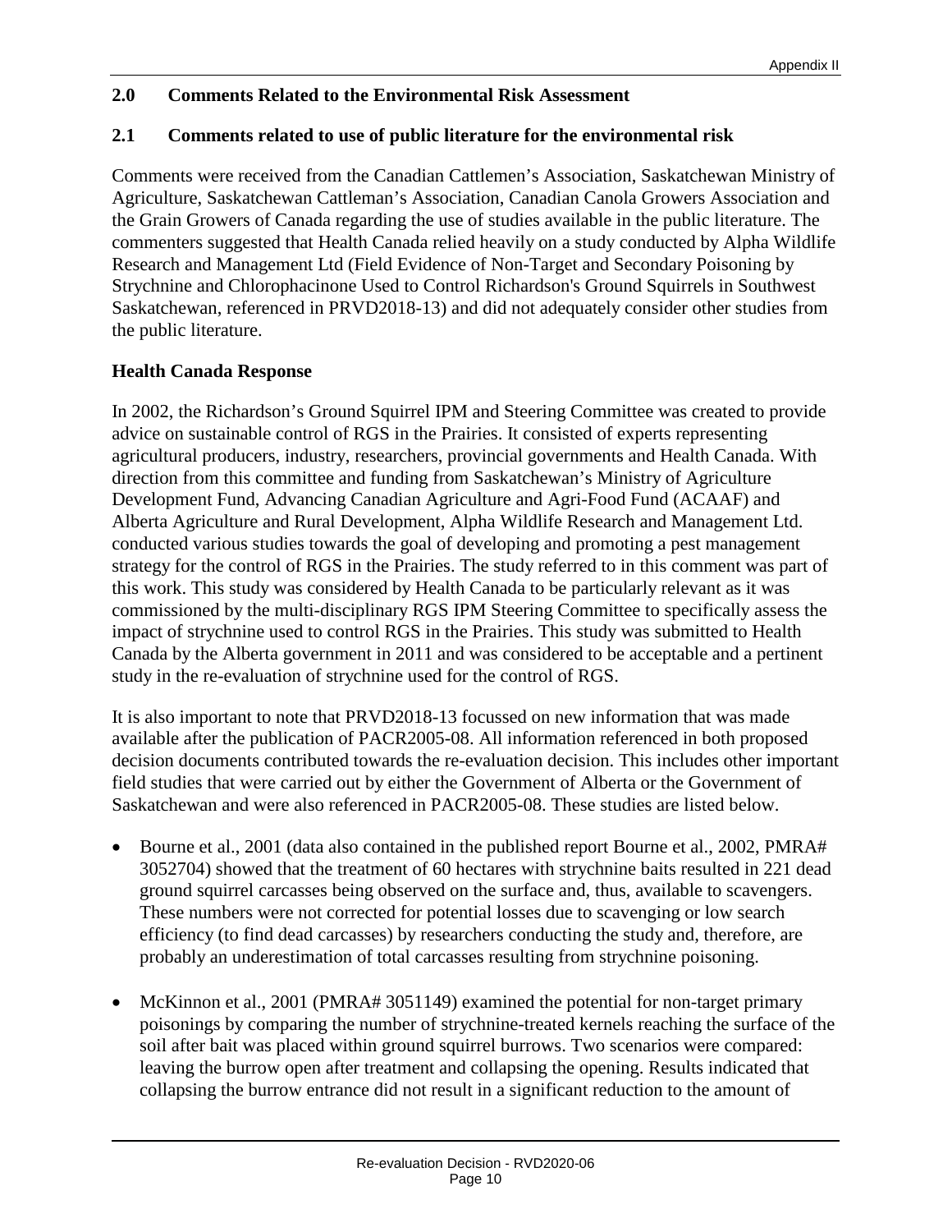## 2.0 Comments Related to the Environmental Risk Assessment

### 2.1 Comments related to use of public literature for the environmental risk

Comments were received from the Canadian Cattlemen's Association, Saskatchewan Ministry of Agriculture, Saskatchewan Cattleman's Association, Canadian Canola Growers Association and the Grain Growers of Canada regarding the use of studies available in the public literature. The commenters suggested that Health Canada relied heavily on a study conducted by Alpha Wildlife Research and Management Ltd (Field Evidence of Non-Target and Secondary Poisoning by Strychnine and Chlorophacinone Used to Control Richardson's Ground Squirrels in Southwest Saskatchewan, referenced in PRVD2018-13) and did not adequately consider other studies from the public literature.

**Health Canada Response**

In 2002, the Richardson's Ground Squirrel IPM and Steering Committee was created to provide advice on sustainable control of RGS in the Prairies. It consisted of experts representing agricultural producers, industry, researchers, provincial governments and Health Canada. With direction from this committee and funding from Saskatchewan's Ministry of Agriculture Development Fund, Advancing Canadian Agriculture and Agri-Food Fund (ACAAF) and Alberta Agriculture and Rural Development, Alpha Wildlife Research and Management Ltd. conducted various studies towards the goal of developing and promoting a pest management strategy for the control of RGS in the Prairies. The study referred to in this comment was part of this work. This study was considered by Health Canada to be particularly relevant as it was commissioned by the multi-disciplinary RGS IPM Steering Committee to specifically assess the impact of strychnine used to control RGS in the Prairies. This study was submitted to Health Canada by the Alberta government in 2011 and was considered to be acceptable and a pertinent study in the re-evaluation of strychnine used for the control of RGS.

It is also important to note that PRVD2018-13 focussed on new information that was made available after the publication of PACR2005-08. All information referenced in both proposed decision documents contributed towards the re-evaluation decision. This includes other important field studies that were carried out by either the Government of Alberta or the Government of Saskatchewan and were also referenced in PACR2005-08. These studies are listed below.

- Bourne et al., 2001 (data also contained in the published report Bourne et al., 2002, PMRA# 3052704) showed that the treatment of 60 hectares with strychnine baits resulted in 221 dead ground squirrel carcasses being observed on the surface and, thus, available to scavengers. These numbers were not corrected for potential losses due to scavenging or low search efficiency (to find dead carcasses) by researchers conducting the study and, therefore, are probably an underestimation of total carcasses resulting from strychnine poisoning.

- McKinnon et al., 2001 (PMRA# 3051149) examined the potential for non-target primary poisonings by comparing the number of strychnine-treated kernels reaching the surface of the soil after bait was placed within ground squirrel burrows. Two scenarios were compared: leaving the burrow open after treatment and collapsing the opening. Results indicated that collapsing the burrow entrance did not result in a significant reduction to the amount of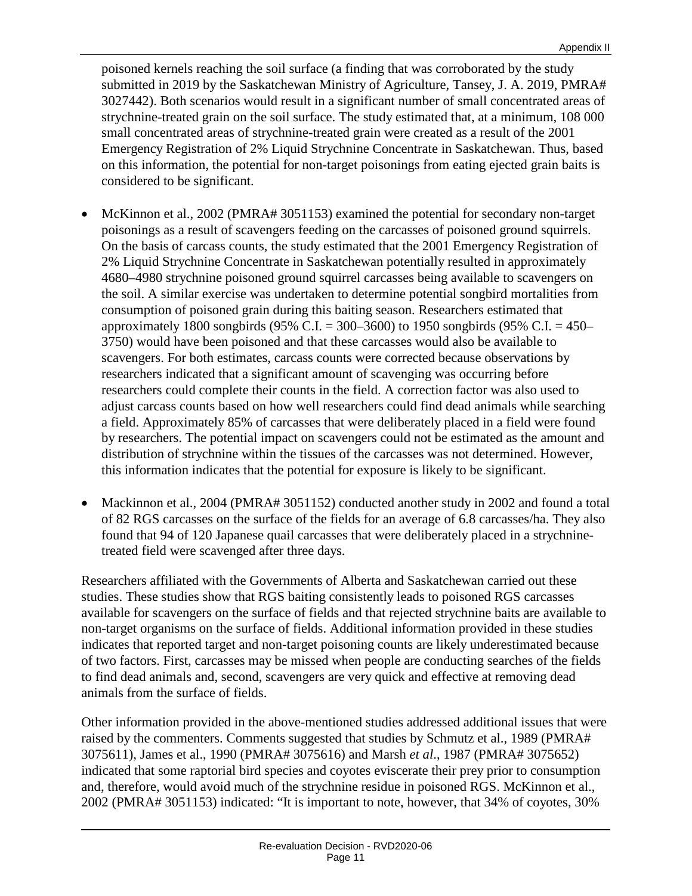poisoned kernels reaching the soil surface (a finding that was corroborated by the study submitted in 2019 by the Saskatchewan Ministry of Agriculture, Tansey, J. A. 2019, PMRA# 3027442). Both scenarios would result in a significant number of small concentrated areas of strychnine-treated grain on the soil surface. The study estimated that, at a minimum, 108 000 small concentrated areas of strychnine-treated grain were created as a result of the 2001 Emergency Registration of 2% Liquid Strychnine Concentrate in Saskatchewan. Thus, based on this information, the potential for non-target poisonings from eating ejected grain baits is considered to be significant.

- McKinnon et al., 2002 (PMRA# 3051153) examined the potential for secondary non-target poisonings as a result of scavengers feeding on the carcasses of poisoned ground squirrels. On the basis of carcass counts, the study estimated that the 2001 Emergency Registration of 2% Liquid Strychnine Concentrate in Saskatchewan potentially resulted in approximately 4680–4980 strychnine poisoned ground squirrel carcasses being available to scavengers on the soil. A similar exercise was undertaken to determine potential songbird mortalities from consumption of poisoned grain during this baiting season. Researchers estimated that approximately 1800 songbirds (95% C.I. = 300–3600) to 1950 songbirds (95% C.I. = 450–3750) would have been poisoned and that these carcasses would also be available to scavengers. For both estimates, carcass counts were corrected because observations by researchers indicated that a significant amount of scavenging was occurring before researchers could complete their counts in the field. A correction factor was also used to adjust carcass counts based on how well researchers could find dead animals while searching a field. Approximately 85% of carcasses that were deliberately placed in a field were found by researchers. The potential impact on scavengers could not be estimated as the amount and distribution of strychnine within the tissues of the carcasses was not determined. However, this information indicates that the potential for exposure is likely to be significant.

- Mackinnon et al., 2004 (PMRA# 3051152) conducted another study in 2002 and found a total of 82 RGS carcasses on the surface of the fields for an average of 6.8 carcasses/ha. They also found that 94 of 120 Japanese quail carcasses that were deliberately placed in a strychnine-treated field were scavenged after three days.

Researchers affiliated with the Governments of Alberta and Saskatchewan carried out these studies. These studies show that RGS baiting consistently leads to poisoned RGS carcasses available for scavengers on the surface of fields and that rejected strychnine baits are available to non-target organisms on the surface of fields. Additional information provided in these studies indicates that reported target and non-target poisoning counts are likely underestimated because of two factors. First, carcasses may be missed when people are conducting searches of the fields to find dead animals and, second, scavengers are very quick and effective at removing dead animals from the surface of fields.

Other information provided in the above-mentioned studies addressed additional issues that were raised by the commenters. Comments suggested that studies by Schmutz et al., 1989 (PMRA# 3075611), James et al., 1990 (PMRA# 3075616) and Marsh *et al*., 1987 (PMRA# 3075652) indicated that some raptorial bird species and coyotes eviscerate their prey prior to consumption and, therefore, would avoid much of the strychnine residue in poisoned RGS. McKinnon et al., 2002 (PMRA# 3051153) indicated: "It is important to note, however, that 34% of coyotes, 30%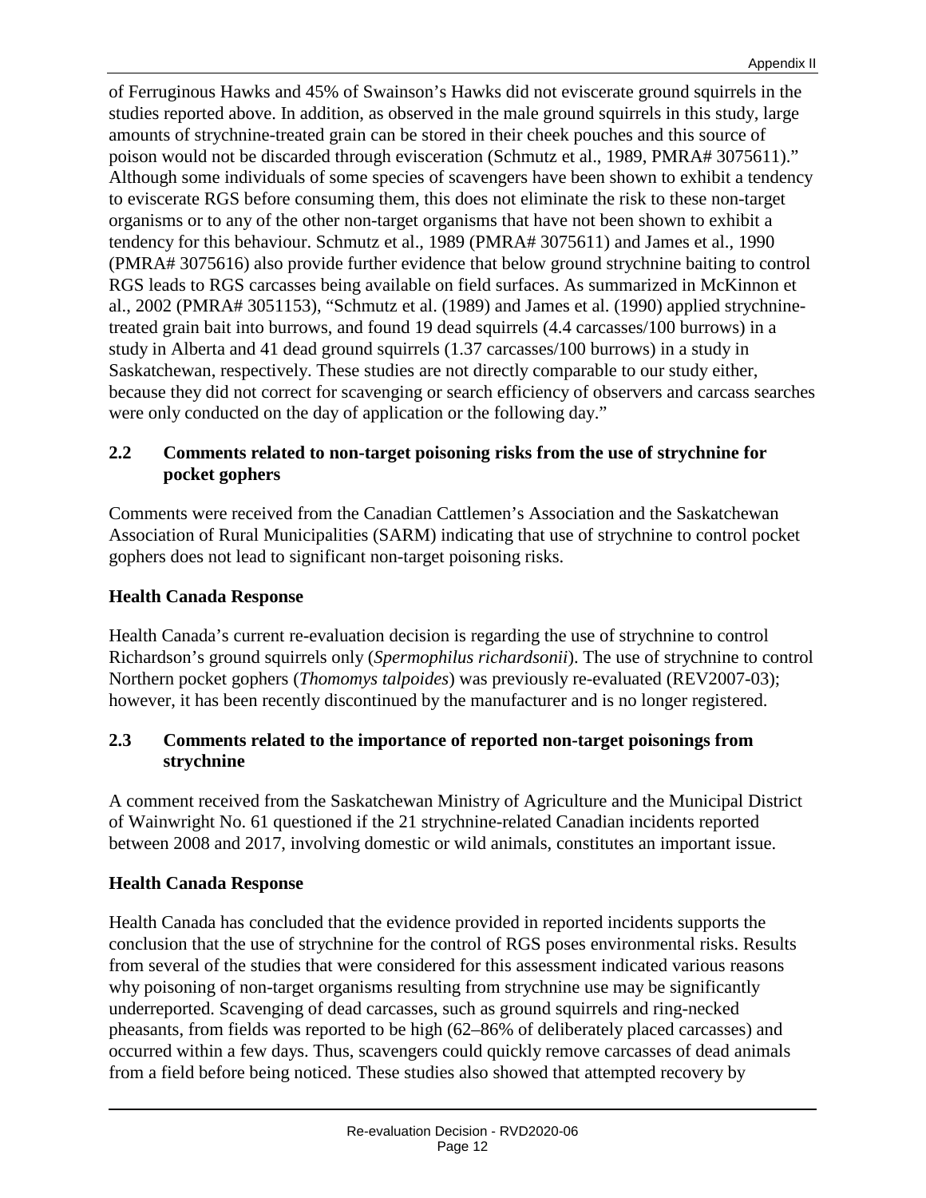of Ferruginous Hawks and 45% of Swainson's Hawks did not eviscerate ground squirrels in the studies reported above. In addition, as observed in the male ground squirrels in this study, large amounts of strychnine-treated grain can be stored in their cheek pouches and this source of poison would not be discarded through evisceration (Schmutz et al., 1989, PMRA# 3075611)." Although some individuals of some species of scavengers have been shown to exhibit a tendency to eviscerate RGS before consuming them, this does not eliminate the risk to these non-target organisms or to any of the other non-target organisms that have not been shown to exhibit a tendency for this behaviour. Schmutz et al., 1989 (PMRA# 3075611) and James et al., 1990 (PMRA# 3075616) also provide further evidence that below ground strychnine baiting to control RGS leads to RGS carcasses being available on field surfaces. As summarized in McKinnon et al., 2002 (PMRA# 3051153), "Schmutz et al. (1989) and James et al. (1990) applied strychnine-treated grain bait into burrows, and found 19 dead squirrels (4.4 carcasses/100 burrows) in a study in Alberta and 41 dead ground squirrels (1.37 carcasses/100 burrows) in a study in Saskatchewan, respectively. These studies are not directly comparable to our study either, because they did not correct for scavenging or search efficiency of observers and carcass searches were only conducted on the day of application or the following day."

### 2.2 Comments related to non-target poisoning risks from the use of strychnine for pocket gophers

Comments were received from the Canadian Cattlemen's Association and the Saskatchewan Association of Rural Municipalities (SARM) indicating that use of strychnine to control pocket gophers does not lead to significant non-target poisoning risks.

#### Health Canada Response

Health Canada's current re-evaluation decision is regarding the use of strychnine to control Richardson's ground squirrels only (*Spermophilus richardsonii*). The use of strychnine to control Northern pocket gophers (*Thomomys talpoides*) was previously re-evaluated (REV2007-03); however, it has been recently discontinued by the manufacturer and is no longer registered.

### 2.3 Comments related to the importance of reported non-target poisonings from strychnine

A comment received from the Saskatchewan Ministry of Agriculture and the Municipal District of Wainwright No. 61 questioned if the 21 strychnine-related Canadian incidents reported between 2008 and 2017, involving domestic or wild animals, constitutes an important issue.

#### Health Canada Response

Health Canada has concluded that the evidence provided in reported incidents supports the conclusion that the use of strychnine for the control of RGS poses environmental risks. Results from several of the studies that were considered for this assessment indicated various reasons why poisoning of non-target organisms resulting from strychnine use may be significantly underreported. Scavenging of dead carcasses, such as ground squirrels and ring-necked pheasants, from fields was reported to be high (62–86% of deliberately placed carcasses) and occurred within a few days. Thus, scavengers could quickly remove carcasses of dead animals from a field before being noticed. These studies also showed that attempted recovery by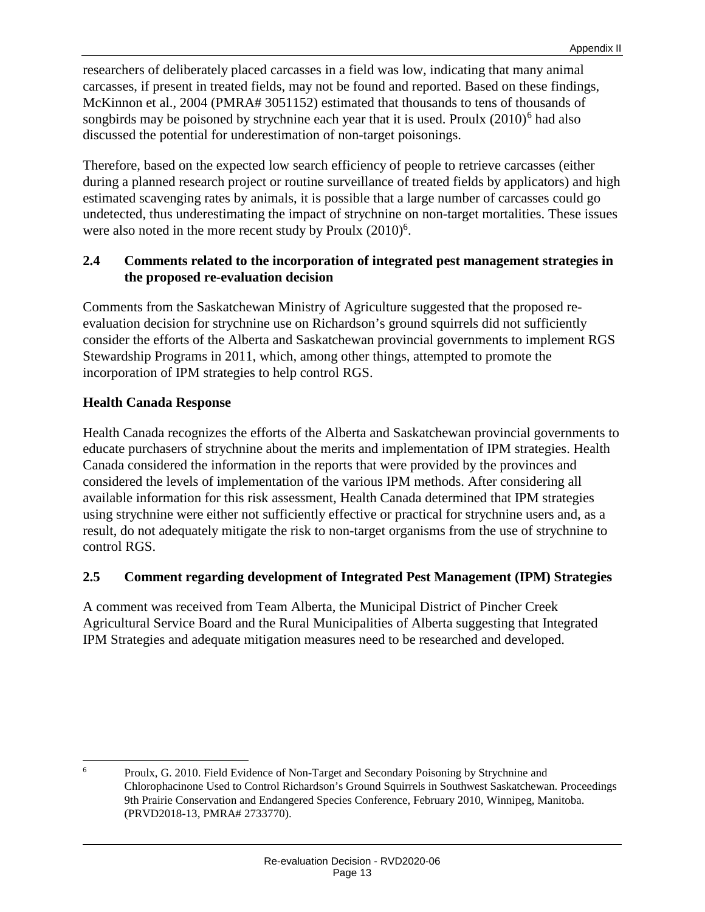researchers of deliberately placed carcasses in a field was low, indicating that many animal carcasses, if present in treated fields, may not be found and reported. Based on these findings, McKinnon et al., 2004 (PMRA# 3051152) estimated that thousands to tens of thousands of songbirds may be poisoned by strychnine each year that it is used. Proulx (2010)[6] had also discussed the potential for underestimation of non-target poisonings.

Therefore, based on the expected low search efficiency of people to retrieve carcasses (either during a planned research project or routine surveillance of treated fields by applicators) and high estimated scavenging rates by animals, it is possible that a large number of carcasses could go undetected, thus underestimating the impact of strychnine on non-target mortalities. These issues were also noted in the more recent study by Proulx (2010)[6].

### 2.4 Comments related to the incorporation of integrated pest management strategies in the proposed re-evaluation decision

Comments from the Saskatchewan Ministry of Agriculture suggested that the proposed re-evaluation decision for strychnine use on Richardson's ground squirrels did not sufficiently consider the efforts of the Alberta and Saskatchewan provincial governments to implement RGS Stewardship Programs in 2011, which, among other things, attempted to promote the incorporation of IPM strategies to help control RGS.

**Health Canada Response**

Health Canada recognizes the efforts of the Alberta and Saskatchewan provincial governments to educate purchasers of strychnine about the merits and implementation of IPM strategies. Health Canada considered the information in the reports that were provided by the provinces and considered the levels of implementation of the various IPM methods. After considering all available information for this risk assessment, Health Canada determined that IPM strategies using strychnine were either not sufficiently effective or practical for strychnine users and, as a result, do not adequately mitigate the risk to non-target organisms from the use of strychnine to control RGS.

### 2.5 Comment regarding development of Integrated Pest Management (IPM) Strategies

A comment was received from Team Alberta, the Municipal District of Pincher Creek Agricultural Service Board and the Rural Municipalities of Alberta suggesting that Integrated IPM Strategies and adequate mitigation measures need to be researched and developed.

---

[6] Proulx, G. 2010. Field Evidence of Non-Target and Secondary Poisoning by Strychnine and Chlorophacinone Used to Control Richardson's Ground Squirrels in Southwest Saskatchewan. Proceedings 9th Prairie Conservation and Endangered Species Conference, February 2010, Winnipeg, Manitoba. (PRVD2018-13, PMRA# 2733770).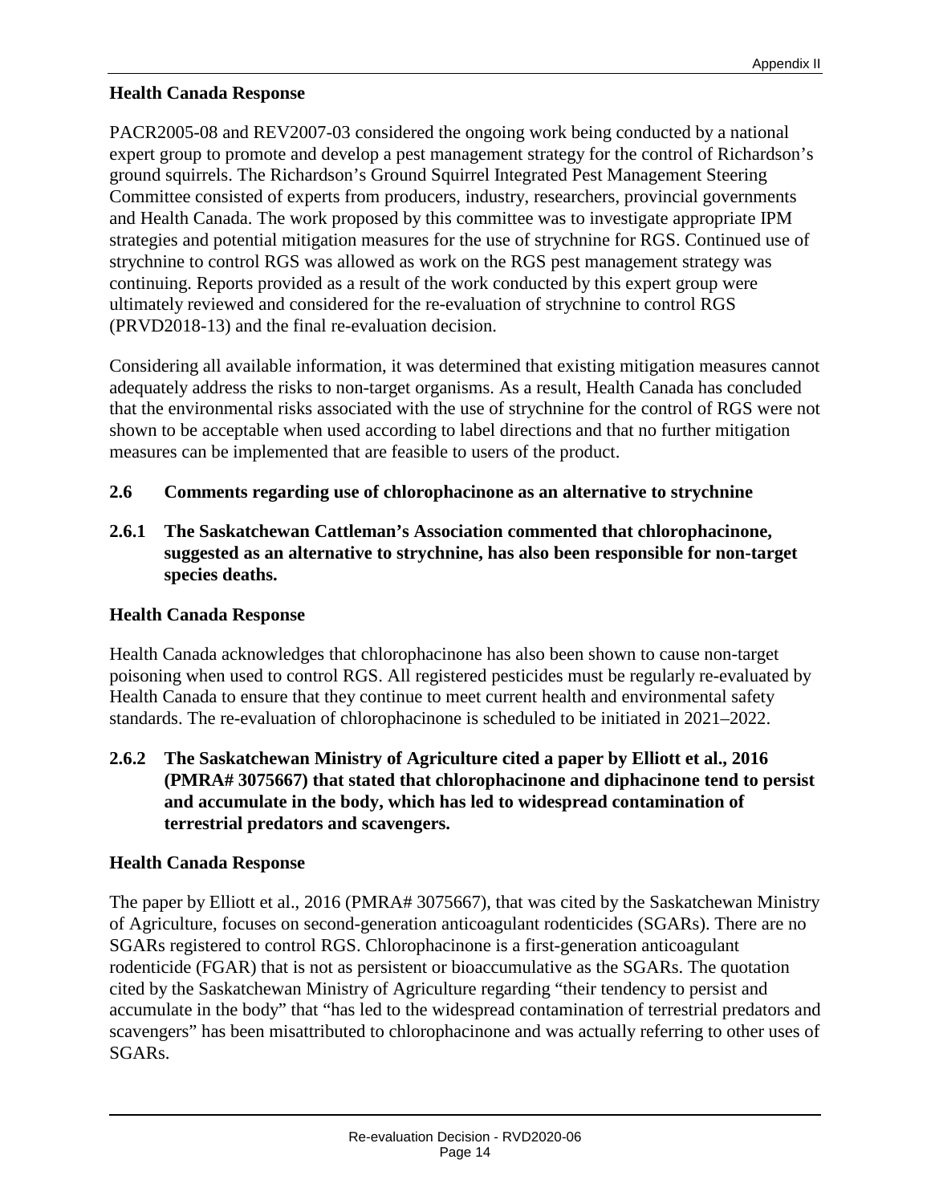**Health Canada Response**

PACR2005-08 and REV2007-03 considered the ongoing work being conducted by a national expert group to promote and develop a pest management strategy for the control of Richardson's ground squirrels. The Richardson's Ground Squirrel Integrated Pest Management Steering Committee consisted of experts from producers, industry, researchers, provincial governments and Health Canada. The work proposed by this committee was to investigate appropriate IPM strategies and potential mitigation measures for the use of strychnine for RGS. Continued use of strychnine to control RGS was allowed as work on the RGS pest management strategy was continuing. Reports provided as a result of the work conducted by this expert group were ultimately reviewed and considered for the re-evaluation of strychnine to control RGS (PRVD2018-13) and the final re-evaluation decision.

Considering all available information, it was determined that existing mitigation measures cannot adequately address the risks to non-target organisms. As a result, Health Canada has concluded that the environmental risks associated with the use of strychnine for the control of RGS were not shown to be acceptable when used according to label directions and that no further mitigation measures can be implemented that are feasible to users of the product.

### 2.6 Comments regarding use of chlorophacinone as an alternative to strychnine

#### 2.6.1 The Saskatchewan Cattleman's Association commented that chlorophacinone, suggested as an alternative to strychnine, has also been responsible for non-target species deaths.

**Health Canada Response**

Health Canada acknowledges that chlorophacinone has also been shown to cause non-target poisoning when used to control RGS. All registered pesticides must be regularly re-evaluated by Health Canada to ensure that they continue to meet current health and environmental safety standards. The re-evaluation of chlorophacinone is scheduled to be initiated in 2021–2022.

#### 2.6.2 The Saskatchewan Ministry of Agriculture cited a paper by Elliott et al., 2016 (PMRA# 3075667) that stated that chlorophacinone and diphacinone tend to persist and accumulate in the body, which has led to widespread contamination of terrestrial predators and scavengers.

**Health Canada Response**

The paper by Elliott et al., 2016 (PMRA# 3075667), that was cited by the Saskatchewan Ministry of Agriculture, focuses on second-generation anticoagulant rodenticides (SGARs). There are no SGARs registered to control RGS. Chlorophacinone is a first-generation anticoagulant rodenticide (FGAR) that is not as persistent or bioaccumulative as the SGARs. The quotation cited by the Saskatchewan Ministry of Agriculture regarding "their tendency to persist and accumulate in the body" that "has led to the widespread contamination of terrestrial predators and scavengers" has been misattributed to chlorophacinone and was actually referring to other uses of SGARs.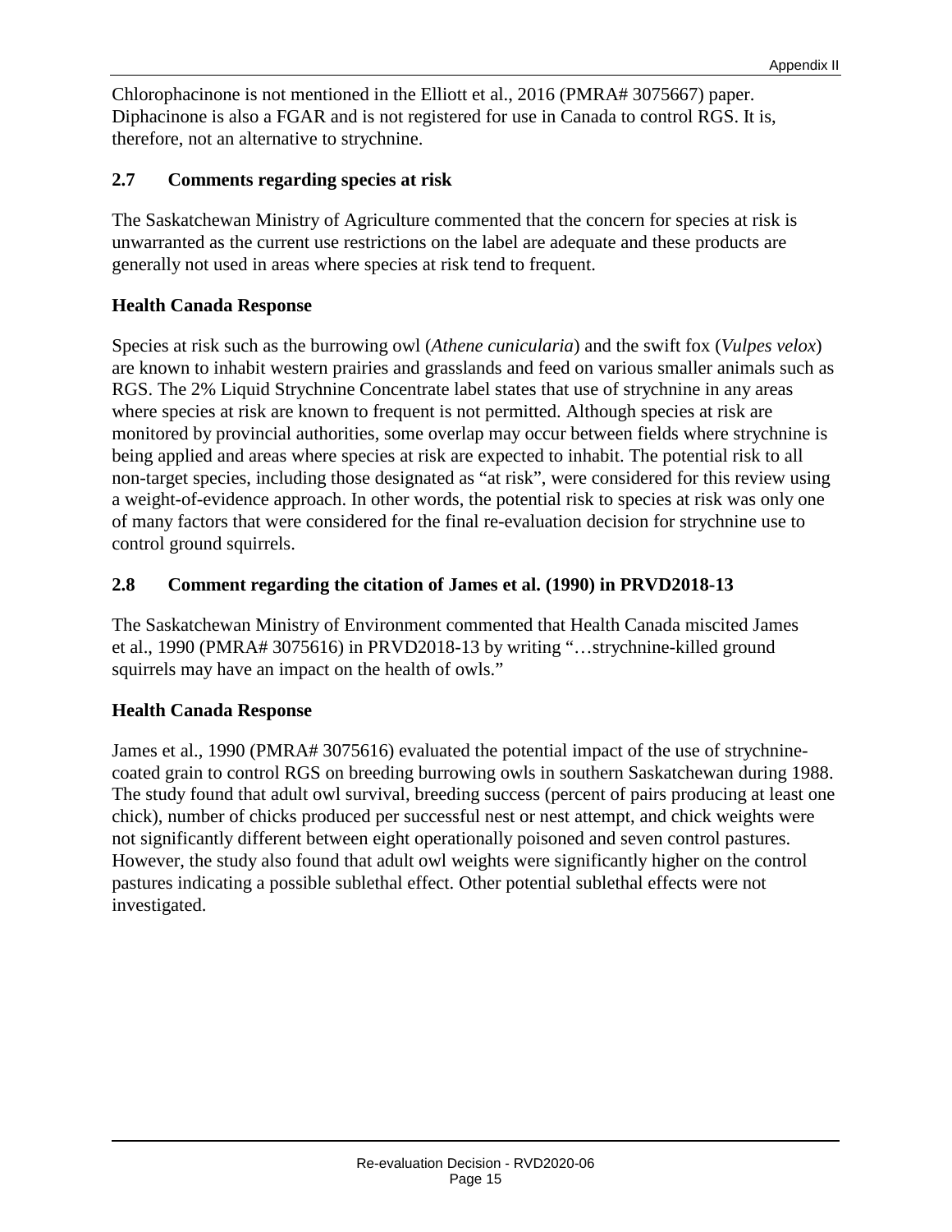Chlorophacinone is not mentioned in the Elliott et al., 2016 (PMRA# 3075667) paper. Diphacinone is also a FGAR and is not registered for use in Canada to control RGS. It is, therefore, not an alternative to strychnine.

### 2.7 Comments regarding species at risk

The Saskatchewan Ministry of Agriculture commented that the concern for species at risk is unwarranted as the current use restrictions on the label are adequate and these products are generally not used in areas where species at risk tend to frequent.

**Health Canada Response**

Species at risk such as the burrowing owl (*Athene cunicularia*) and the swift fox (*Vulpes velox*) are known to inhabit western prairies and grasslands and feed on various smaller animals such as RGS. The 2% Liquid Strychnine Concentrate label states that use of strychnine in any areas where species at risk are known to frequent is not permitted. Although species at risk are monitored by provincial authorities, some overlap may occur between fields where strychnine is being applied and areas where species at risk are expected to inhabit. The potential risk to all non-target species, including those designated as "at risk", were considered for this review using a weight-of-evidence approach. In other words, the potential risk to species at risk was only one of many factors that were considered for the final re-evaluation decision for strychnine use to control ground squirrels.

### 2.8 Comment regarding the citation of James et al. (1990) in PRVD2018-13

The Saskatchewan Ministry of Environment commented that Health Canada miscited James et al., 1990 (PMRA# 3075616) in PRVD2018-13 by writing "…strychnine-killed ground squirrels may have an impact on the health of owls."

**Health Canada Response**

James et al., 1990 (PMRA# 3075616) evaluated the potential impact of the use of strychnine-coated grain to control RGS on breeding burrowing owls in southern Saskatchewan during 1988. The study found that adult owl survival, breeding success (percent of pairs producing at least one chick), number of chicks produced per successful nest or nest attempt, and chick weights were not significantly different between eight operationally poisoned and seven control pastures. However, the study also found that adult owl weights were significantly higher on the control pastures indicating a possible sublethal effect. Other potential sublethal effects were not investigated.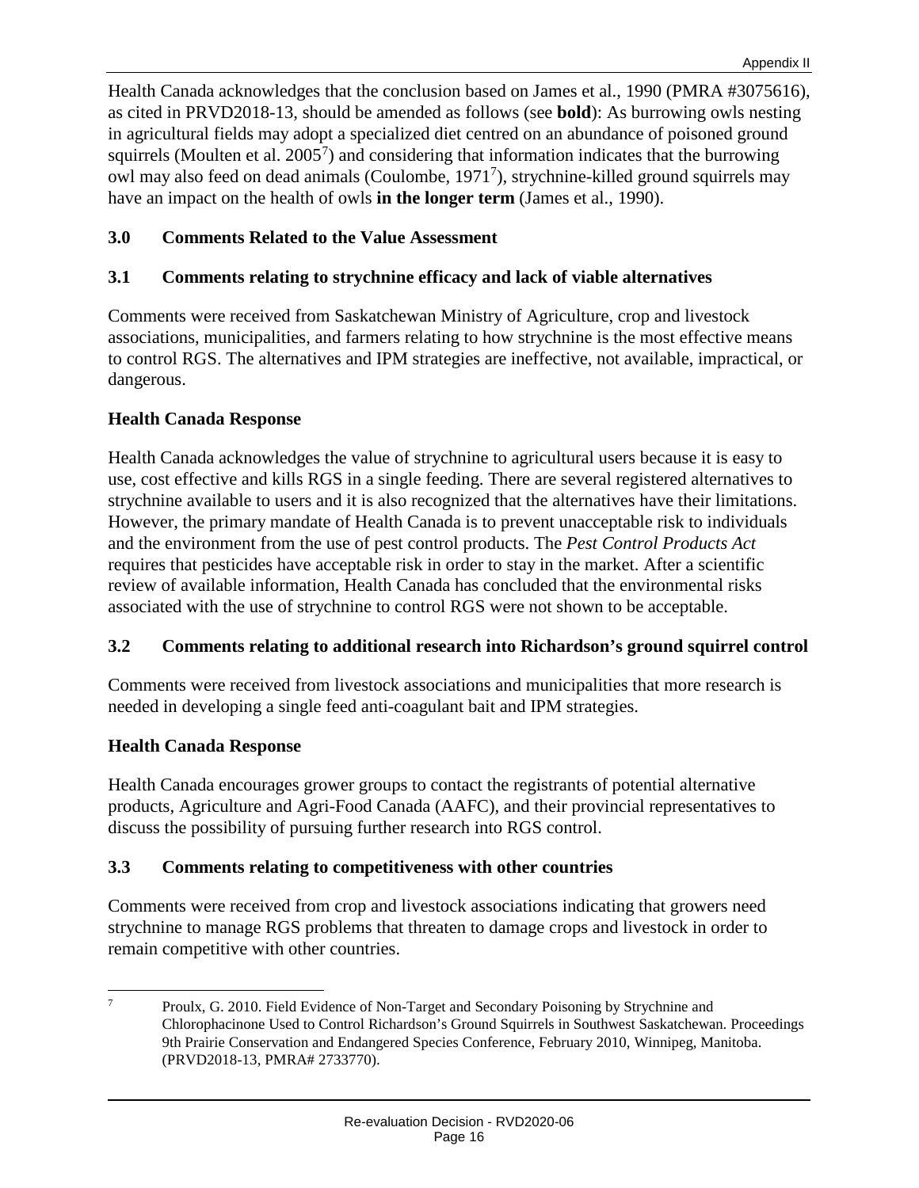Health Canada acknowledges that the conclusion based on James et al., 1990 (PMRA #3075616), as cited in PRVD2018-13, should be amended as follows (see **bold**): As burrowing owls nesting in agricultural fields may adopt a specialized diet centred on an abundance of poisoned ground squirrels (Moulten et al. 2005[7]) and considering that information indicates that the burrowing owl may also feed on dead animals (Coulombe, 1971[7]), strychnine-killed ground squirrels may have an impact on the health of owls **in the longer term** (James et al., 1990).

## 3.0 Comments Related to the Value Assessment

### 3.1 Comments relating to strychnine efficacy and lack of viable alternatives

Comments were received from Saskatchewan Ministry of Agriculture, crop and livestock associations, municipalities, and farmers relating to how strychnine is the most effective means to control RGS. The alternatives and IPM strategies are ineffective, not available, impractical, or dangerous.

**Health Canada Response**

Health Canada acknowledges the value of strychnine to agricultural users because it is easy to use, cost effective and kills RGS in a single feeding. There are several registered alternatives to strychnine available to users and it is also recognized that the alternatives have their limitations. However, the primary mandate of Health Canada is to prevent unacceptable risk to individuals and the environment from the use of pest control products. The *Pest Control Products Act* requires that pesticides have acceptable risk in order to stay in the market. After a scientific review of available information, Health Canada has concluded that the environmental risks associated with the use of strychnine to control RGS were not shown to be acceptable.

### 3.2 Comments relating to additional research into Richardson's ground squirrel control

Comments were received from livestock associations and municipalities that more research is needed in developing a single feed anti-coagulant bait and IPM strategies.

**Health Canada Response**

Health Canada encourages grower groups to contact the registrants of potential alternative products, Agriculture and Agri-Food Canada (AAFC), and their provincial representatives to discuss the possibility of pursuing further research into RGS control.

### 3.3 Comments relating to competitiveness with other countries

Comments were received from crop and livestock associations indicating that growers need strychnine to manage RGS problems that threaten to damage crops and livestock in order to remain competitive with other countries.

---

[7] Proulx, G. 2010. Field Evidence of Non-Target and Secondary Poisoning by Strychnine and Chlorophacinone Used to Control Richardson's Ground Squirrels in Southwest Saskatchewan. Proceedings 9th Prairie Conservation and Endangered Species Conference, February 2010, Winnipeg, Manitoba. (PRVD2018-13, PMRA# 2733770).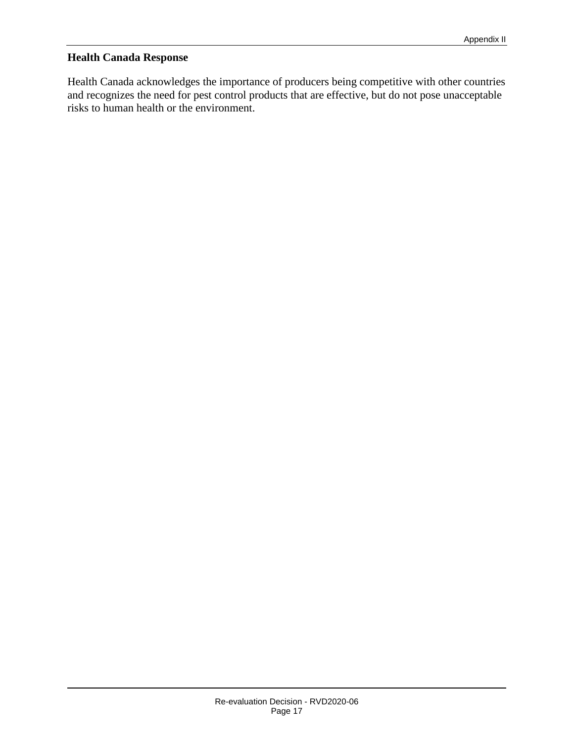**Health Canada Response**

Health Canada acknowledges the importance of producers being competitive with other countries and recognizes the need for pest control products that are effective, but do not pose unacceptable risks to human health or the environment.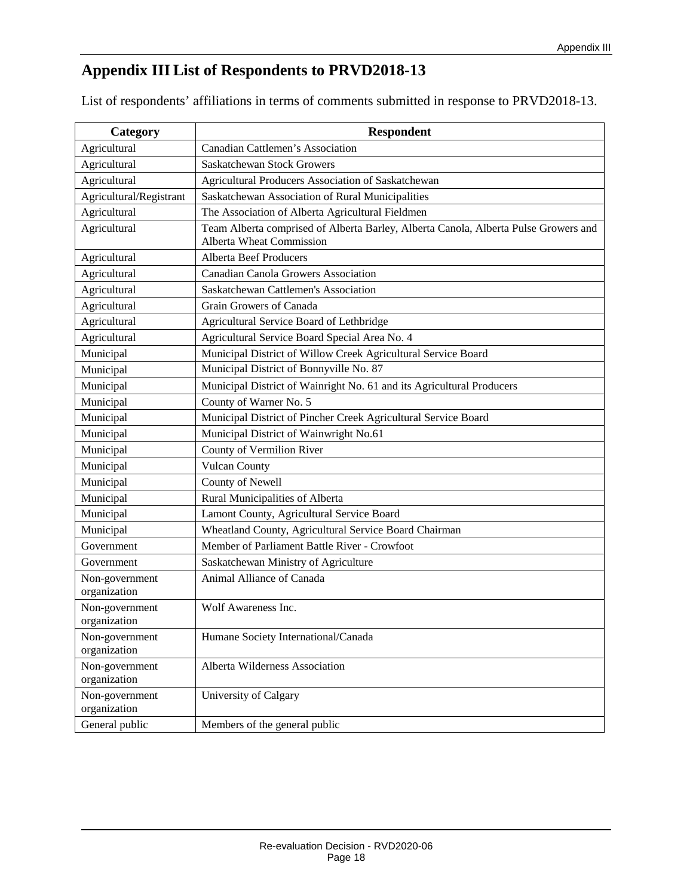# Appendix III List of Respondents to PRVD2018-13

List of respondents' affiliations in terms of comments submitted in response to PRVD2018-13.

| Category | Respondent |
|---|---|
| Agricultural | Canadian Cattlemen's Association |
| Agricultural | Saskatchewan Stock Growers |
| Agricultural | Agricultural Producers Association of Saskatchewan |
| Agricultural/Registrant | Saskatchewan Association of Rural Municipalities |
| Agricultural | The Association of Alberta Agricultural Fieldmen |
| Agricultural | Team Alberta comprised of Alberta Barley, Alberta Canola, Alberta Pulse Growers and Alberta Wheat Commission |
| Agricultural | Alberta Beef Producers |
| Agricultural | Canadian Canola Growers Association |
| Agricultural | Saskatchewan Cattlemen's Association |
| Agricultural | Grain Growers of Canada |
| Agricultural | Agricultural Service Board of Lethbridge |
| Agricultural | Agricultural Service Board Special Area No. 4 |
| Municipal | Municipal District of Willow Creek Agricultural Service Board |
| Municipal | Municipal District of Bonnyville No. 87 |
| Municipal | Municipal District of Wainright No. 61 and its Agricultural Producers |
| Municipal | County of Warner No. 5 |
| Municipal | Municipal District of Pincher Creek Agricultural Service Board |
| Municipal | Municipal District of Wainwright No.61 |
| Municipal | County of Vermilion River |
| Municipal | Vulcan County |
| Municipal | County of Newell |
| Municipal | Rural Municipalities of Alberta |
| Municipal | Lamont County, Agricultural Service Board |
| Municipal | Wheatland County, Agricultural Service Board Chairman |
| Government | Member of Parliament Battle River - Crowfoot |
| Government | Saskatchewan Ministry of Agriculture |
| Non-government organization | Animal Alliance of Canada |
| Non-government organization | Wolf Awareness Inc. |
| Non-government organization | Humane Society International/Canada |
| Non-government organization | Alberta Wilderness Association |
| Non-government organization | University of Calgary |
| General public | Members of the general public |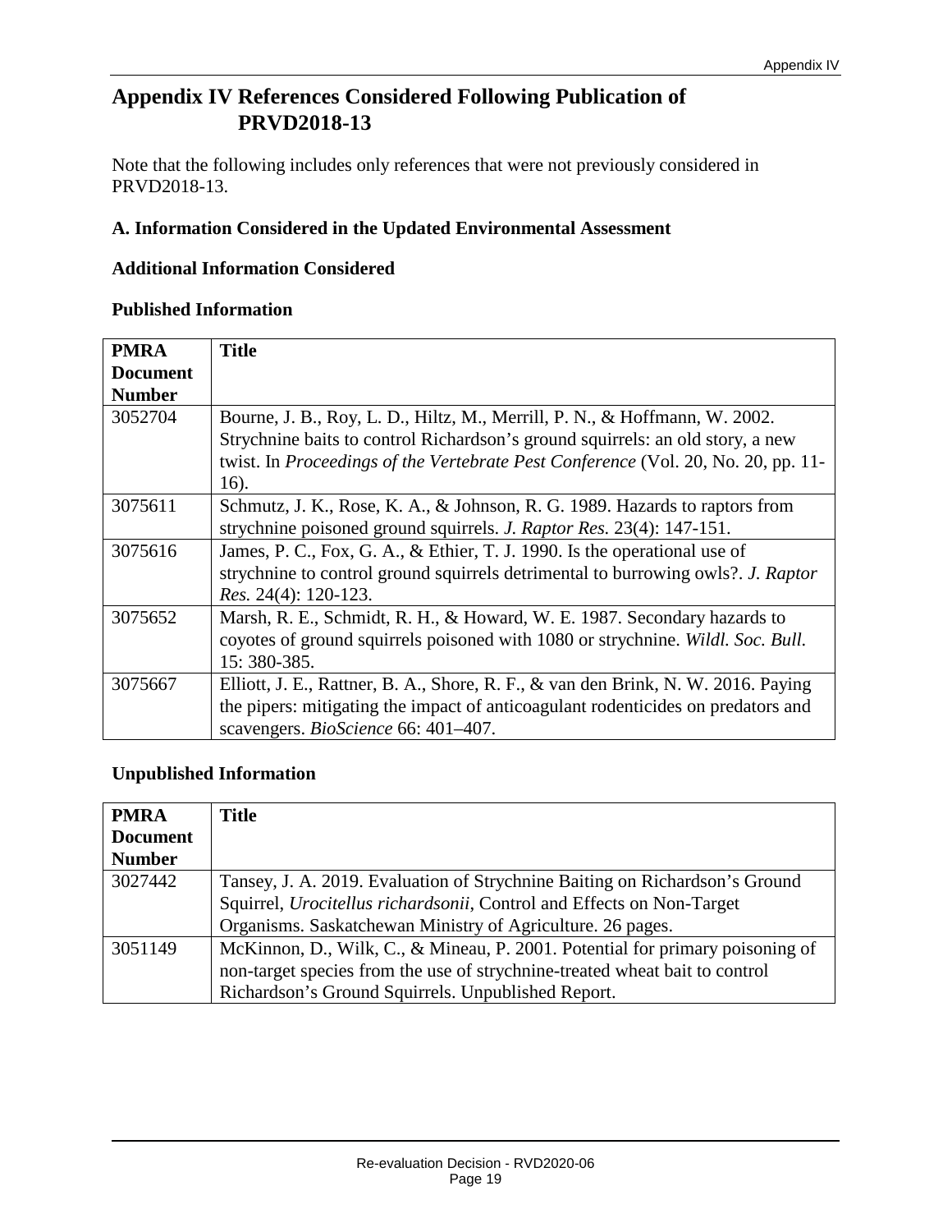# Appendix IV References Considered Following Publication of PRVD2018-13

Note that the following includes only references that were not previously considered in PRVD2018-13.

## A. Information Considered in the Updated Environmental Assessment

### Additional Information Considered

### Published Information

| PMRA Document Number | Title |
|---|---|
| 3052704 | Bourne, J. B., Roy, L. D., Hiltz, M., Merrill, P. N., & Hoffmann, W. 2002. Strychnine baits to control Richardson's ground squirrels: an old story, a new twist. In *Proceedings of the Vertebrate Pest Conference* (Vol. 20, No. 20, pp. 11-16). |
| 3075611 | Schmutz, J. K., Rose, K. A., & Johnson, R. G. 1989. Hazards to raptors from strychnine poisoned ground squirrels. *J. Raptor Res.* 23(4): 147-151. |
| 3075616 | James, P. C., Fox, G. A., & Ethier, T. J. 1990. Is the operational use of strychnine to control ground squirrels detrimental to burrowing owls?. *J. Raptor Res.* 24(4): 120-123. |
| 3075652 | Marsh, R. E., Schmidt, R. H., & Howard, W. E. 1987. Secondary hazards to coyotes of ground squirrels poisoned with 1080 or strychnine. *Wildl. Soc. Bull.* 15: 380-385. |
| 3075667 | Elliott, J. E., Rattner, B. A., Shore, R. F., & van den Brink, N. W. 2016. Paying the pipers: mitigating the impact of anticoagulant rodenticides on predators and scavengers. *BioScience* 66: 401–407. |

### Unpublished Information

| PMRA Document Number | Title |
|---|---|
| 3027442 | Tansey, J. A. 2019. Evaluation of Strychnine Baiting on Richardson's Ground Squirrel, *Urocitellus richardsonii*, Control and Effects on Non-Target Organisms. Saskatchewan Ministry of Agriculture. 26 pages. |
| 3051149 | McKinnon, D., Wilk, C., & Mineau, P. 2001. Potential for primary poisoning of non-target species from the use of strychnine-treated wheat bait to control Richardson's Ground Squirrels. Unpublished Report. |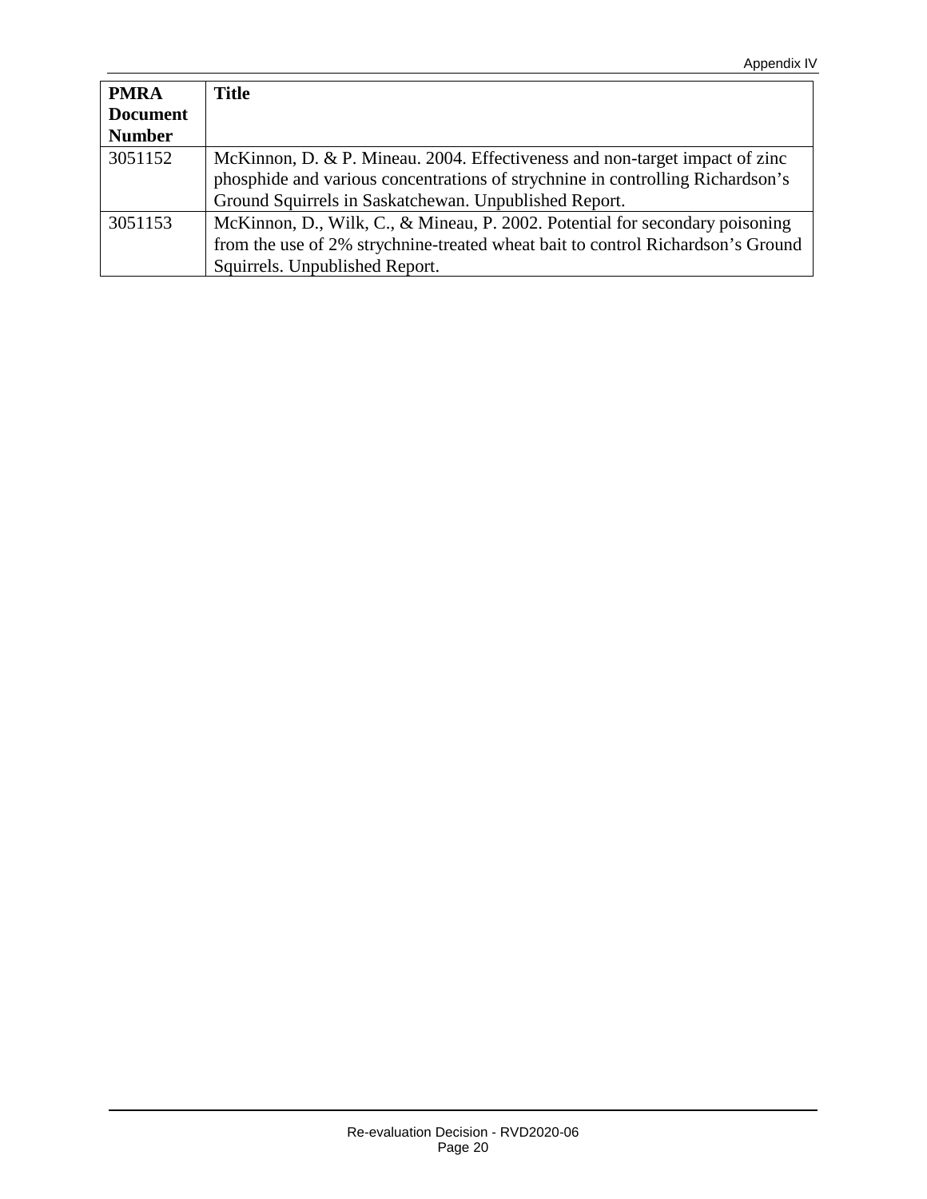| PMRA Document Number | Title |
| --- | --- |
| 3051152 | McKinnon, D. & P. Mineau. 2004. Effectiveness and non-target impact of zinc phosphide and various concentrations of strychnine in controlling Richardson's Ground Squirrels in Saskatchewan. Unpublished Report. |
| 3051153 | McKinnon, D., Wilk, C., & Mineau, P. 2002. Potential for secondary poisoning from the use of 2% strychnine-treated wheat bait to control Richardson's Ground Squirrels. Unpublished Report. |